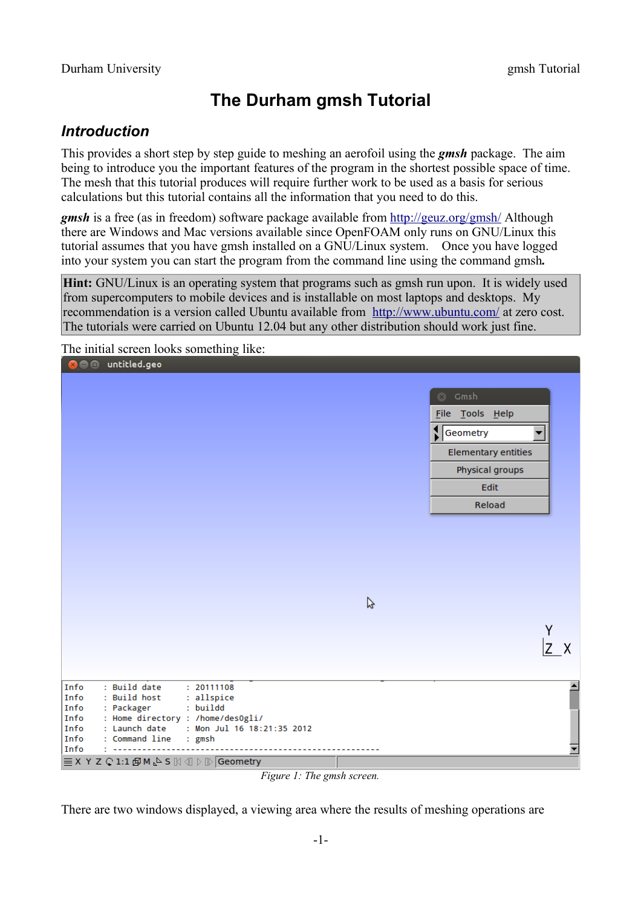# The Durham gmsh Tutorial

## Introduction

This provides a short step by step guide to meshing an aerofoil using the ***gmsh*** package. The aim being to introduce you the important features of the program in the shortest possible space of time. The mesh that this tutorial produces will require further work to be used as a basis for serious calculations but this tutorial contains all the information that you need to do this.

***gmsh*** is a free (as in freedom) software package available from http://geuz.org/gmsh/ Although there are Windows and Mac versions available since OpenFOAM only runs on GNU/Linux this tutorial assumes that you have gmsh installed on a GNU/Linux system. Once you have logged into your system you can start the program from the command line using the command gmsh**.**

**Hint:** GNU/Linux is an operating system that programs such as gmsh run upon. It is widely used from supercomputers to mobile devices and is installable on most laptops and desktops. My recommendation is a version called Ubuntu available from http://www.ubuntu.com/ at zero cost. The tutorials were carried on Ubuntu 12.04 but any other distribution should work just fine.

The initial screen looks something like:

*Figure 1: The gmsh screen.*

There are two windows displayed, a viewing area where the results of meshing operations are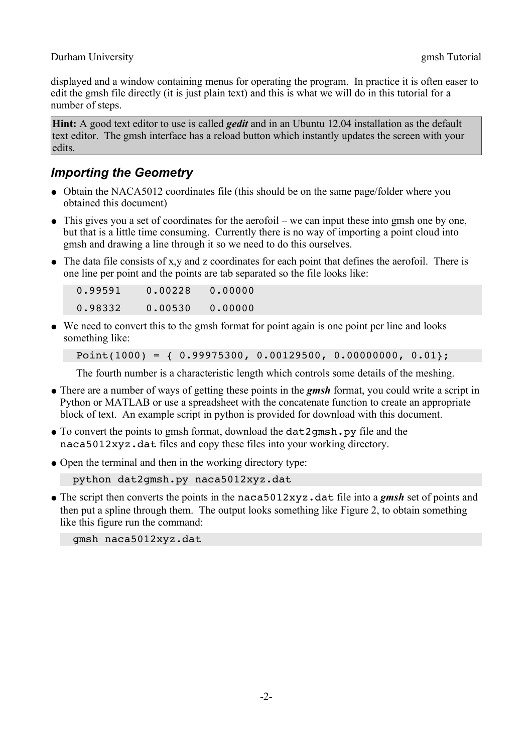displayed and a window containing menus for operating the program. In practice it is often easer to edit the gmsh file directly (it is just plain text) and this is what we will do in this tutorial for a number of steps.

> **Hint:** A good text editor to use is called ***gedit*** and in an Ubuntu 12.04 installation as the default text editor. The gmsh interface has a reload button which instantly updates the screen with your edits.

## *Importing the Geometry*

- Obtain the NACA5012 coordinates file (this should be on the same page/folder where you obtained this document)
- This gives you a set of coordinates for the aerofoil – we can input these into gmsh one by one, but that is a little time consuming. Currently there is no way of importing a point cloud into gmsh and drawing a line through it so we need to do this ourselves.
- The data file consists of x,y and z coordinates for each point that defines the aerofoil. There is one line per point and the points are tab separated so the file looks like:

```
0.99591    0.00228    0.00000
0.98332    0.00530    0.00000
```

- We need to convert this to the gmsh format for point again is one point per line and looks something like:

```
Point(1000) = { 0.99975300, 0.00129500, 0.00000000, 0.01};
```

  The fourth number is a characteristic length which controls some details of the meshing.

- There are a number of ways of getting these points in the ***gmsh*** format, you could write a script in Python or MATLAB or use a spreadsheet with the concatenate function to create an appropriate block of text. An example script in python is provided for download with this document.
- To convert the points to gmsh format, download the `dat2gmsh.py` file and the `naca5012xyz.dat` files and copy these files into your working directory.
- Open the terminal and then in the working directory type:

```
python dat2gmsh.py naca5012xyz.dat
```

- The script then converts the points in the `naca5012xyz.dat` file into a ***gmsh*** set of points and then put a spline through them. The output looks something like Figure 2, to obtain something like this figure run the command:

```
gmsh naca5012xyz.dat
```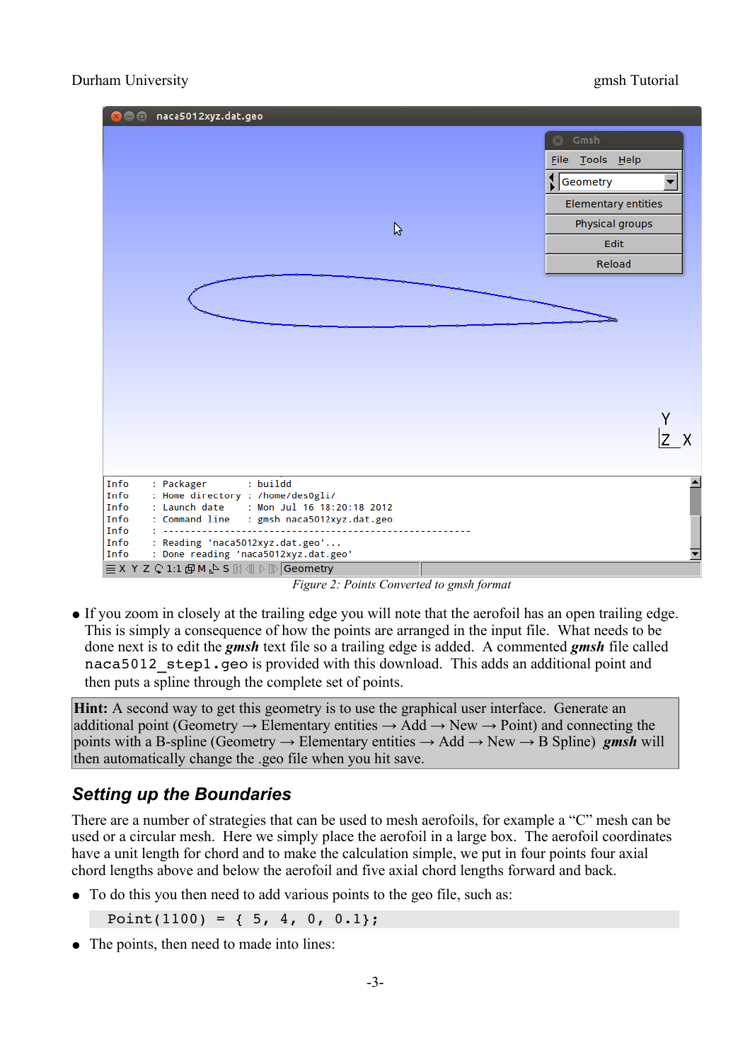Figure 2: Points Converted to gmsh format

- If you zoom in closely at the trailing edge you will note that the aerofoil has an open trailing edge. This is simply a consequence of how the points are arranged in the input file. What needs to be done next is to edit the ***gmsh*** text file so a trailing edge is added. A commented ***gmsh*** file called `naca5012_step1.geo` is provided with this download. This adds an additional point and then puts a spline through the complete set of points.

**Hint:** A second way to get this geometry is to use the graphical user interface. Generate an additional point (Geometry → Elementary entities → Add → New → Point) and connecting the points with a B-spline (Geometry → Elementary entities → Add → New → B Spline). ***gmsh*** will then automatically change the .geo file when you hit save.

## *Setting up the Boundaries*

There are a number of strategies that can be used to mesh aerofoils, for example a "C" mesh can be used or a circular mesh. Here we simply place the aerofoil in a large box. The aerofoil coordinates have a unit length for chord and to make the calculation simple, we put in four points four axial chord lengths above and below the aerofoil and five axial chord lengths forward and back.

- To do this you then need to add various points to the geo file, such as:

```
Point(1100) = { 5, 4, 0, 0.1};
```

- The points, then need to made into lines: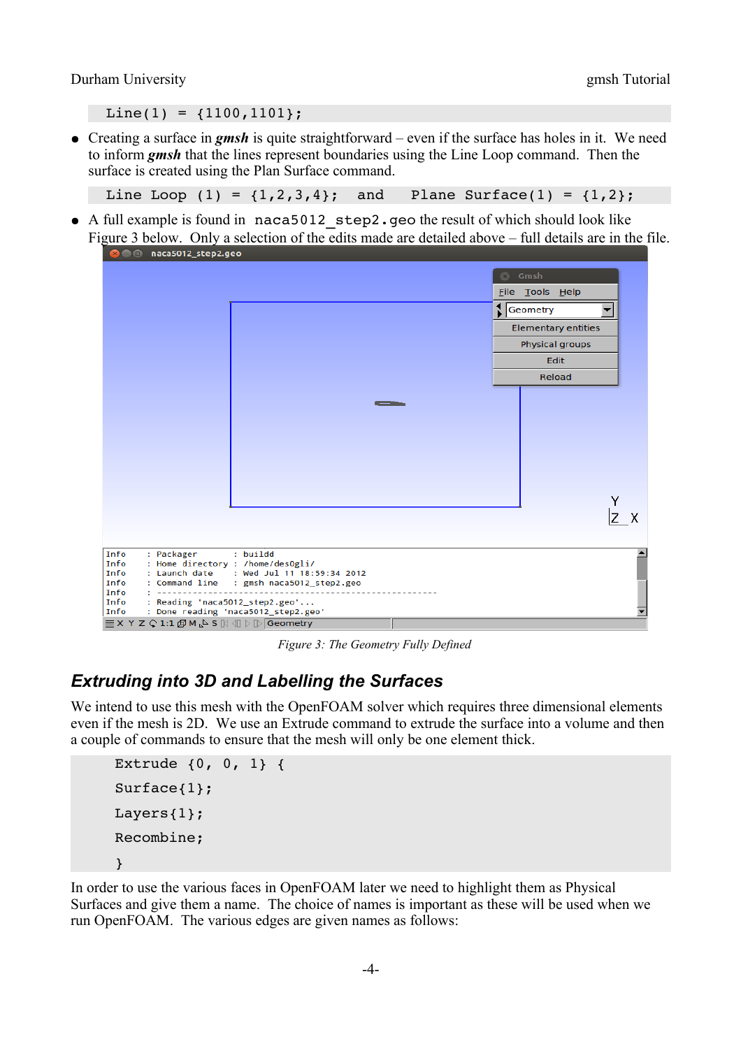```
Line(1) = {1100,1101};
```

- Creating a surface in ***gmsh*** is quite straightforward – even if the surface has holes in it. We need to inform ***gmsh*** that the lines represent boundaries using the Line Loop command. Then the surface is created using the Plan Surface command.

```
Line Loop (1) = {1,2,3,4};  and   Plane Surface(1) = {1,2};
```

- A full example is found in `naca5012_step2.geo` the result of which should look like Figure 3 below. Only a selection of the edits made are detailed above – full details are in the file.

*Figure 3: The Geometry Fully Defined*

## Extruding into 3D and Labelling the Surfaces

We intend to use this mesh with the OpenFOAM solver which requires three dimensional elements even if the mesh is 2D. We use an Extrude command to extrude the surface into a volume and then a couple of commands to ensure that the mesh will only be one element thick.

```
Extrude {0, 0, 1} {
Surface{1};
Layers{1};
Recombine;
}
```

In order to use the various faces in OpenFOAM later we need to highlight them as Physical Surfaces and give them a name. The choice of names is important as these will be used when we run OpenFOAM. The various edges are given names as follows: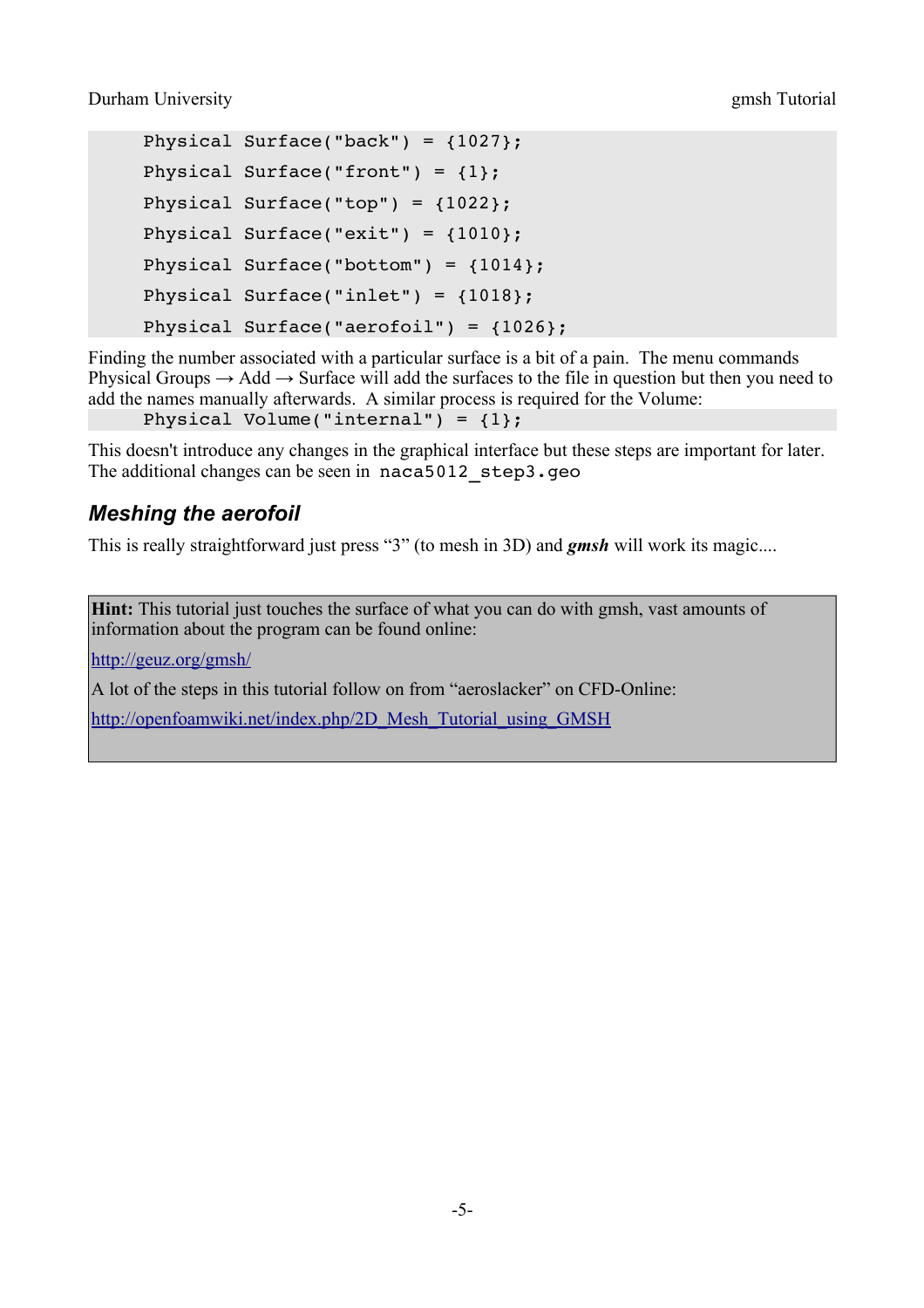```
Physical Surface("back") = {1027};
Physical Surface("front") = {1};
Physical Surface("top") = {1022};
Physical Surface("exit") = {1010};
Physical Surface("bottom") = {1014};
Physical Surface("inlet") = {1018};
Physical Surface("aerofoil") = {1026};
```

Finding the number associated with a particular surface is a bit of a pain. The menu commands Physical Groups → Add → Surface will add the surfaces to the file in question but then you need to add the names manually afterwards. A similar process is required for the Volume:

```
Physical Volume("internal") = {1};
```

This doesn't introduce any changes in the graphical interface but these steps are important for later. The additional changes can be seen in `naca5012_step3.geo`

### *Meshing the aerofoil*

This is really straightforward just press "3" (to mesh in 3D) and ***gmsh*** will work its magic....

> **Hint:** This tutorial just touches the surface of what you can do with gmsh, vast amounts of information about the program can be found online:
>
> http://geuz.org/gmsh/
>
> A lot of the steps in this tutorial follow on from "aeroslacker" on CFD-Online:
>
> http://openfoamwiki.net/index.php/2D_Mesh_Tutorial_using_GMSH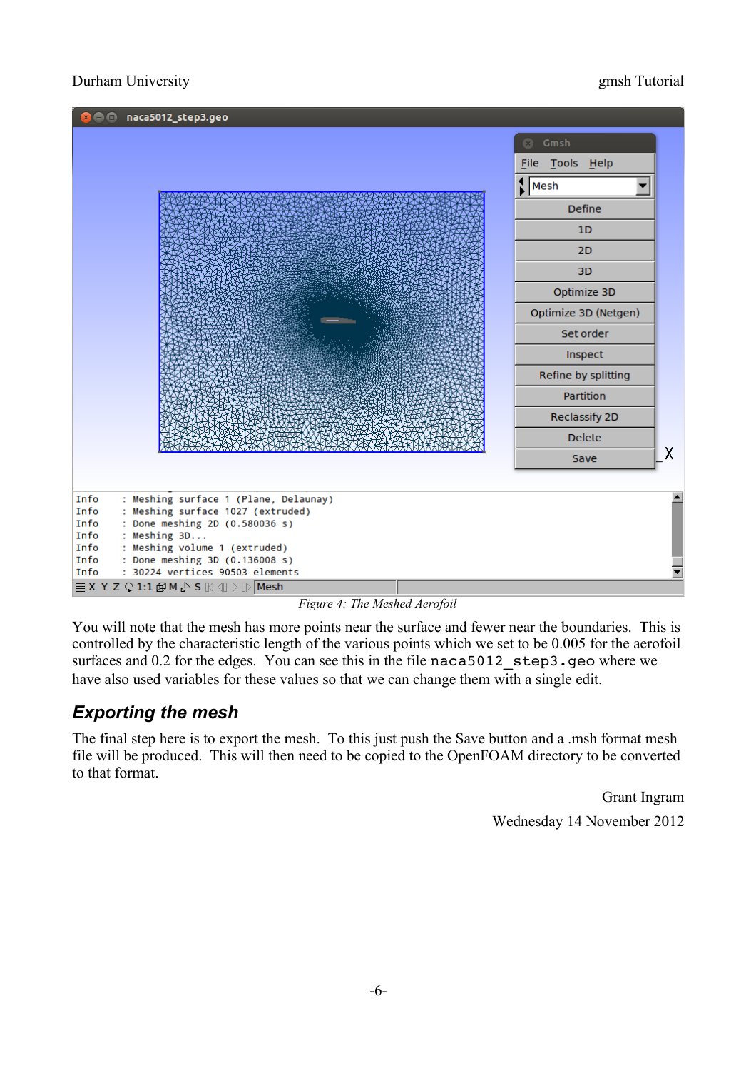Figure 4: The Meshed Aerofoil

You will note that the mesh has more points near the surface and fewer near the boundaries. This is controlled by the characteristic length of the various points which we set to be 0.005 for the aerofoil surfaces and 0.2 for the edges. You can see this in the file `naca5012_step3.geo` where we have also used variables for these values so that we can change them with a single edit.

## Exporting the mesh

The final step here is to export the mesh. To this just push the Save button and a .msh format mesh file will be produced. This will then need to be copied to the OpenFOAM directory to be converted to that format.

Grant Ingram

Wednesday 14 November 2012